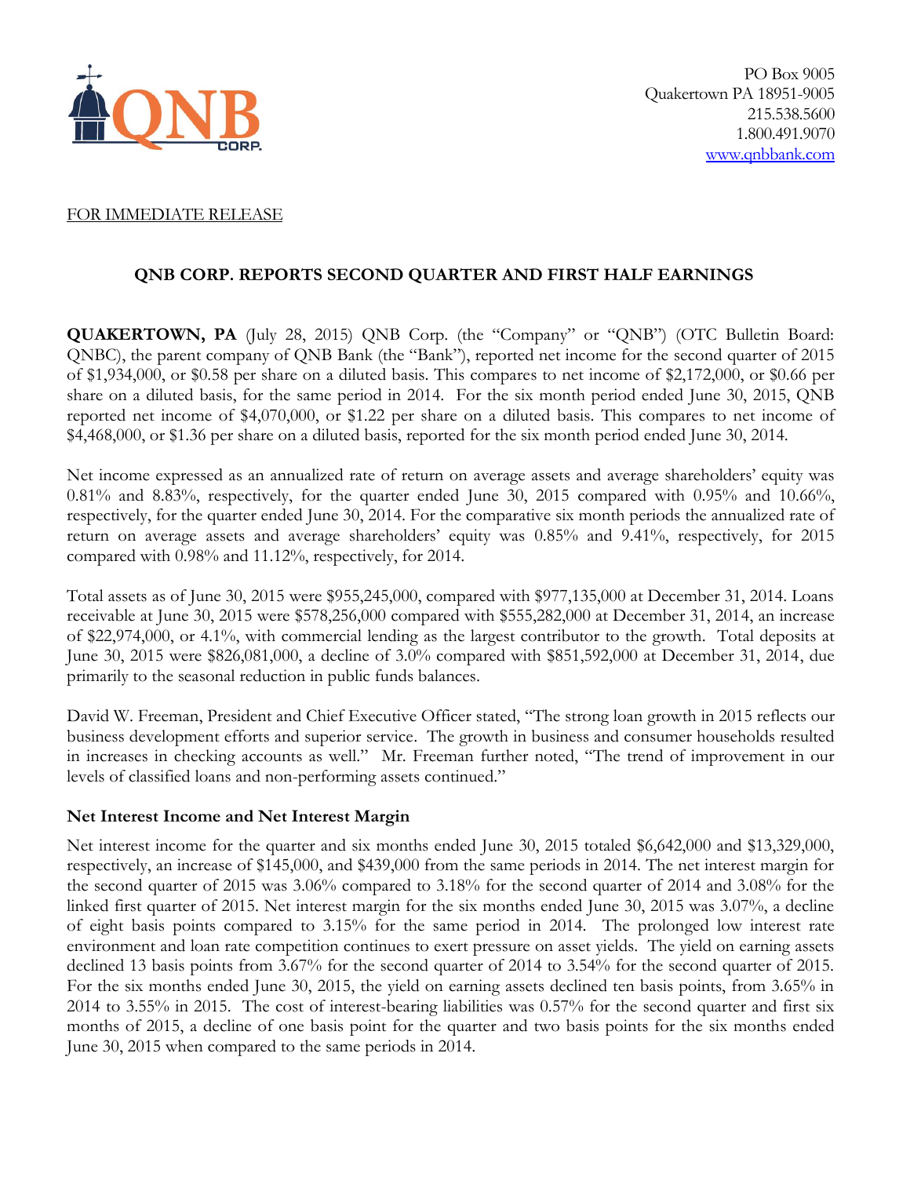PO Box 9005
Quakertown PA 18951-9005
215.538.5600
1.800.491.9070
www.qnbbank.com

FOR IMMEDIATE RELEASE

## QNB CORP. REPORTS SECOND QUARTER AND FIRST HALF EARNINGS

**QUAKERTOWN, PA** (July 28, 2015) QNB Corp. (the "Company" or "QNB") (OTC Bulletin Board: QNBC), the parent company of QNB Bank (the "Bank"), reported net income for the second quarter of 2015 of $1,934,000, or $0.58 per share on a diluted basis. This compares to net income of $2,172,000, or $0.66 per share on a diluted basis, for the same period in 2014. For the six month period ended June 30, 2015, QNB reported net income of $4,070,000, or $1.22 per share on a diluted basis. This compares to net income of $4,468,000, or $1.36 per share on a diluted basis, reported for the six month period ended June 30, 2014.

Net income expressed as an annualized rate of return on average assets and average shareholders' equity was 0.81% and 8.83%, respectively, for the quarter ended June 30, 2015 compared with 0.95% and 10.66%, respectively, for the quarter ended June 30, 2014. For the comparative six month periods the annualized rate of return on average assets and average shareholders' equity was 0.85% and 9.41%, respectively, for 2015 compared with 0.98% and 11.12%, respectively, for 2014.

Total assets as of June 30, 2015 were $955,245,000, compared with $977,135,000 at December 31, 2014. Loans receivable at June 30, 2015 were $578,256,000 compared with $555,282,000 at December 31, 2014, an increase of $22,974,000, or 4.1%, with commercial lending as the largest contributor to the growth. Total deposits at June 30, 2015 were $826,081,000, a decline of 3.0% compared with $851,592,000 at December 31, 2014, due primarily to the seasonal reduction in public funds balances.

David W. Freeman, President and Chief Executive Officer stated, "The strong loan growth in 2015 reflects our business development efforts and superior service. The growth in business and consumer households resulted in increases in checking accounts as well." Mr. Freeman further noted, "The trend of improvement in our levels of classified loans and non-performing assets continued."

### Net Interest Income and Net Interest Margin

Net interest income for the quarter and six months ended June 30, 2015 totaled $6,642,000 and $13,329,000, respectively, an increase of $145,000, and $439,000 from the same periods in 2014. The net interest margin for the second quarter of 2015 was 3.06% compared to 3.18% for the second quarter of 2014 and 3.08% for the linked first quarter of 2015. Net interest margin for the six months ended June 30, 2015 was 3.07%, a decline of eight basis points compared to 3.15% for the same period in 2014. The prolonged low interest rate environment and loan rate competition continues to exert pressure on asset yields. The yield on earning assets declined 13 basis points from 3.67% for the second quarter of 2014 to 3.54% for the second quarter of 2015. For the six months ended June 30, 2015, the yield on earning assets declined ten basis points, from 3.65% in 2014 to 3.55% in 2015. The cost of interest-bearing liabilities was 0.57% for the second quarter and first six months of 2015, a decline of one basis point for the quarter and two basis points for the six months ended June 30, 2015 when compared to the same periods in 2014.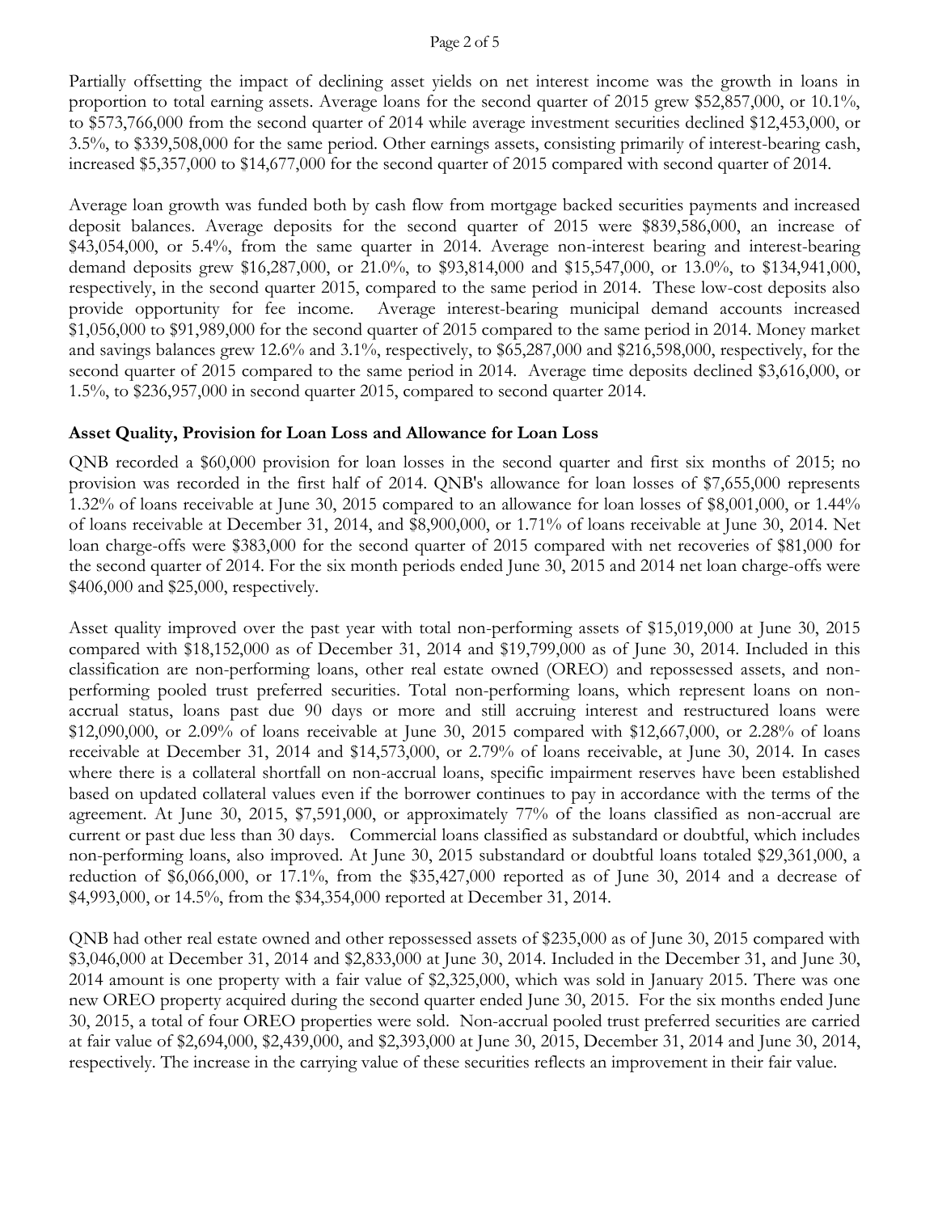Partially offsetting the impact of declining asset yields on net interest income was the growth in loans in proportion to total earning assets. Average loans for the second quarter of 2015 grew $52,857,000, or 10.1%, to $573,766,000 from the second quarter of 2014 while average investment securities declined $12,453,000, or 3.5%, to $339,508,000 for the same period. Other earnings assets, consisting primarily of interest-bearing cash, increased $5,357,000 to $14,677,000 for the second quarter of 2015 compared with second quarter of 2014.

Average loan growth was funded both by cash flow from mortgage backed securities payments and increased deposit balances. Average deposits for the second quarter of 2015 were $839,586,000, an increase of $43,054,000, or 5.4%, from the same quarter in 2014. Average non-interest bearing and interest-bearing demand deposits grew $16,287,000, or 21.0%, to $93,814,000 and $15,547,000, or 13.0%, to $134,941,000, respectively, in the second quarter 2015, compared to the same period in 2014. These low-cost deposits also provide opportunity for fee income. Average interest-bearing municipal demand accounts increased $1,056,000 to $91,989,000 for the second quarter of 2015 compared to the same period in 2014. Money market and savings balances grew 12.6% and 3.1%, respectively, to $65,287,000 and $216,598,000, respectively, for the second quarter of 2015 compared to the same period in 2014. Average time deposits declined $3,616,000, or 1.5%, to $236,957,000 in second quarter 2015, compared to second quarter 2014.

**Asset Quality, Provision for Loan Loss and Allowance for Loan Loss**

QNB recorded a $60,000 provision for loan losses in the second quarter and first six months of 2015; no provision was recorded in the first half of 2014. QNB's allowance for loan losses of $7,655,000 represents 1.32% of loans receivable at June 30, 2015 compared to an allowance for loan losses of $8,001,000, or 1.44% of loans receivable at December 31, 2014, and $8,900,000, or 1.71% of loans receivable at June 30, 2014. Net loan charge-offs were $383,000 for the second quarter of 2015 compared with net recoveries of $81,000 for the second quarter of 2014. For the six month periods ended June 30, 2015 and 2014 net loan charge-offs were $406,000 and $25,000, respectively.

Asset quality improved over the past year with total non-performing assets of $15,019,000 at June 30, 2015 compared with $18,152,000 as of December 31, 2014 and $19,799,000 as of June 30, 2014. Included in this classification are non-performing loans, other real estate owned (OREO) and repossessed assets, and non-performing pooled trust preferred securities. Total non-performing loans, which represent loans on non-accrual status, loans past due 90 days or more and still accruing interest and restructured loans were $12,090,000, or 2.09% of loans receivable at June 30, 2015 compared with $12,667,000, or 2.28% of loans receivable at December 31, 2014 and $14,573,000, or 2.79% of loans receivable, at June 30, 2014. In cases where there is a collateral shortfall on non-accrual loans, specific impairment reserves have been established based on updated collateral values even if the borrower continues to pay in accordance with the terms of the agreement. At June 30, 2015, $7,591,000, or approximately 77% of the loans classified as non-accrual are current or past due less than 30 days. Commercial loans classified as substandard or doubtful, which includes non-performing loans, also improved. At June 30, 2015 substandard or doubtful loans totaled $29,361,000, a reduction of $6,066,000, or 17.1%, from the $35,427,000 reported as of June 30, 2014 and a decrease of $4,993,000, or 14.5%, from the $34,354,000 reported at December 31, 2014.

QNB had other real estate owned and other repossessed assets of $235,000 as of June 30, 2015 compared with $3,046,000 at December 31, 2014 and $2,833,000 at June 30, 2014. Included in the December 31, and June 30, 2014 amount is one property with a fair value of $2,325,000, which was sold in January 2015. There was one new OREO property acquired during the second quarter ended June 30, 2015. For the six months ended June 30, 2015, a total of four OREO properties were sold. Non-accrual pooled trust preferred securities are carried at fair value of $2,694,000, $2,439,000, and $2,393,000 at June 30, 2015, December 31, 2014 and June 30, 2014, respectively. The increase in the carrying value of these securities reflects an improvement in their fair value.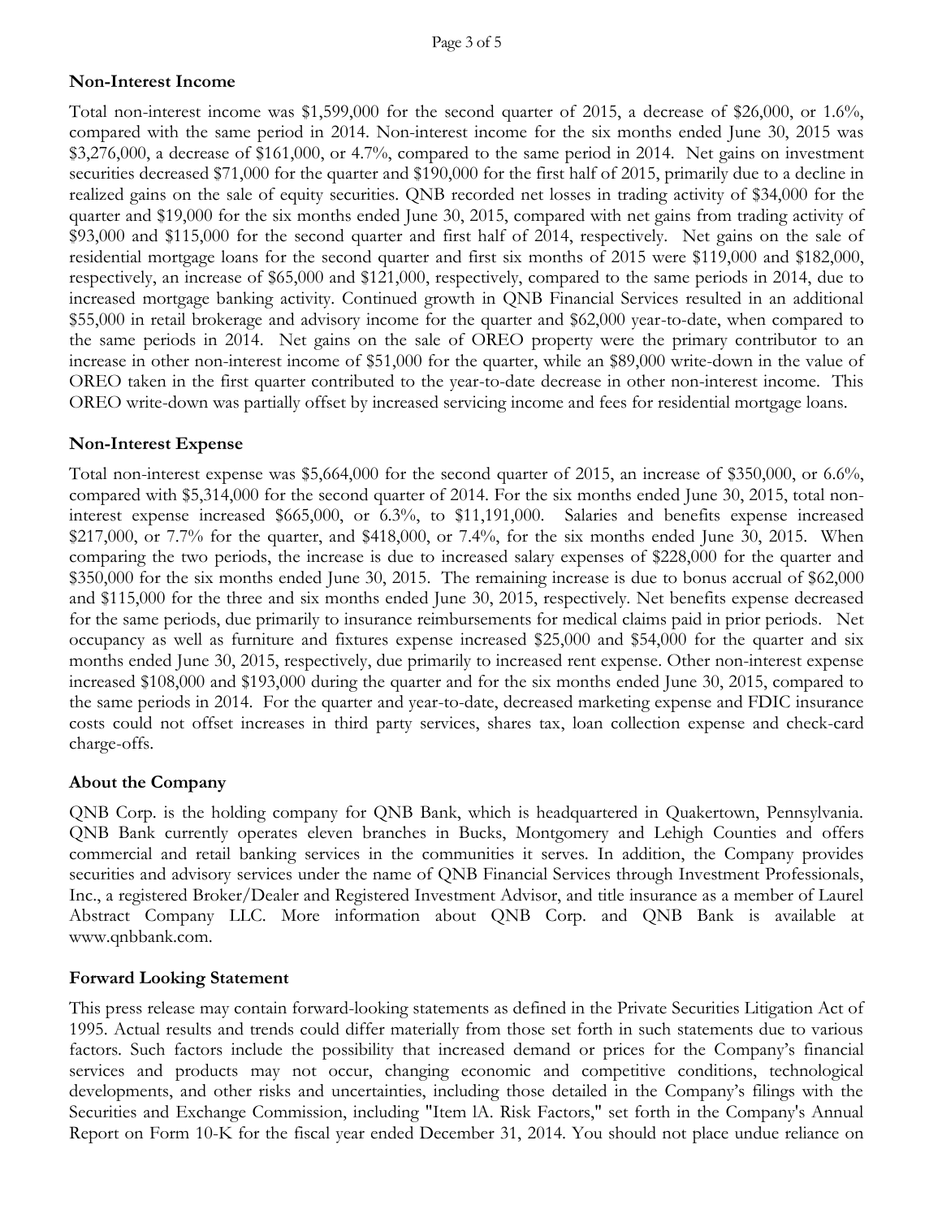## Non-Interest Income

Total non-interest income was $1,599,000 for the second quarter of 2015, a decrease of $26,000, or 1.6%, compared with the same period in 2014. Non-interest income for the six months ended June 30, 2015 was $3,276,000, a decrease of $161,000, or 4.7%, compared to the same period in 2014. Net gains on investment securities decreased $71,000 for the quarter and $190,000 for the first half of 2015, primarily due to a decline in realized gains on the sale of equity securities. QNB recorded net losses in trading activity of $34,000 for the quarter and $19,000 for the six months ended June 30, 2015, compared with net gains from trading activity of $93,000 and $115,000 for the second quarter and first half of 2014, respectively. Net gains on the sale of residential mortgage loans for the second quarter and first six months of 2015 were $119,000 and $182,000, respectively, an increase of $65,000 and $121,000, respectively, compared to the same periods in 2014, due to increased mortgage banking activity. Continued growth in QNB Financial Services resulted in an additional $55,000 in retail brokerage and advisory income for the quarter and $62,000 year-to-date, when compared to the same periods in 2014. Net gains on the sale of OREO property were the primary contributor to an increase in other non-interest income of $51,000 for the quarter, while an $89,000 write-down in the value of OREO taken in the first quarter contributed to the year-to-date decrease in other non-interest income. This OREO write-down was partially offset by increased servicing income and fees for residential mortgage loans.

## Non-Interest Expense

Total non-interest expense was $5,664,000 for the second quarter of 2015, an increase of $350,000, or 6.6%, compared with $5,314,000 for the second quarter of 2014. For the six months ended June 30, 2015, total non-interest expense increased $665,000, or 6.3%, to $11,191,000. Salaries and benefits expense increased $217,000, or 7.7% for the quarter, and $418,000, or 7.4%, for the six months ended June 30, 2015. When comparing the two periods, the increase is due to increased salary expenses of $228,000 for the quarter and $350,000 for the six months ended June 30, 2015. The remaining increase is due to bonus accrual of $62,000 and $115,000 for the three and six months ended June 30, 2015, respectively. Net benefits expense decreased for the same periods, due primarily to insurance reimbursements for medical claims paid in prior periods. Net occupancy as well as furniture and fixtures expense increased $25,000 and $54,000 for the quarter and six months ended June 30, 2015, respectively, due primarily to increased rent expense. Other non-interest expense increased $108,000 and $193,000 during the quarter and for the six months ended June 30, 2015, compared to the same periods in 2014. For the quarter and year-to-date, decreased marketing expense and FDIC insurance costs could not offset increases in third party services, shares tax, loan collection expense and check-card charge-offs.

## About the Company

QNB Corp. is the holding company for QNB Bank, which is headquartered in Quakertown, Pennsylvania. QNB Bank currently operates eleven branches in Bucks, Montgomery and Lehigh Counties and offers commercial and retail banking services in the communities it serves. In addition, the Company provides securities and advisory services under the name of QNB Financial Services through Investment Professionals, Inc., a registered Broker/Dealer and Registered Investment Advisor, and title insurance as a member of Laurel Abstract Company LLC. More information about QNB Corp. and QNB Bank is available at www.qnbbank.com.

## Forward Looking Statement

This press release may contain forward-looking statements as defined in the Private Securities Litigation Act of 1995. Actual results and trends could differ materially from those set forth in such statements due to various factors. Such factors include the possibility that increased demand or prices for the Company's financial services and products may not occur, changing economic and competitive conditions, technological developments, and other risks and uncertainties, including those detailed in the Company's filings with the Securities and Exchange Commission, including "Item lA. Risk Factors," set forth in the Company's Annual Report on Form 10-K for the fiscal year ended December 31, 2014. You should not place undue reliance on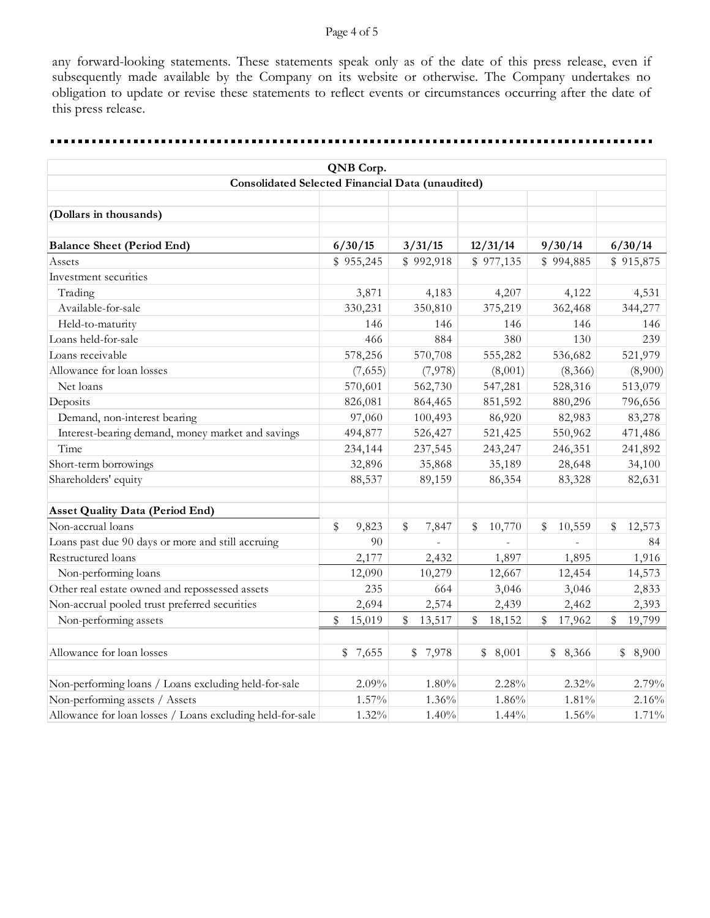any forward-looking statements. These statements speak only as of the date of this press release, even if subsequently made available by the Company on its website or otherwise. The Company undertakes no obligation to update or revise these statements to reflect events or circumstances occurring after the date of this press release.

**QNB Corp.**

**Consolidated Selected Financial Data (unaudited)**

| **(Dollars in thousands)** | | | | | |
|---|---|---|---|---|---|
| **Balance Sheet (Period End)** | **6/30/15** | **3/31/15** | **12/31/14** | **9/30/14** | **6/30/14** |
| Assets | $ 955,245 | $ 992,918 | $ 977,135 | $ 994,885 | $ 915,875 |
| Investment securities | | | | | |
| Trading | 3,871 | 4,183 | 4,207 | 4,122 | 4,531 |
| Available-for-sale | 330,231 | 350,810 | 375,219 | 362,468 | 344,277 |
| Held-to-maturity | 146 | 146 | 146 | 146 | 146 |
| Loans held-for-sale | 466 | 884 | 380 | 130 | 239 |
| Loans receivable | 578,256 | 570,708 | 555,282 | 536,682 | 521,979 |
| Allowance for loan losses | (7,655) | (7,978) | (8,001) | (8,366) | (8,900) |
| Net loans | 570,601 | 562,730 | 547,281 | 528,316 | 513,079 |
| Deposits | 826,081 | 864,465 | 851,592 | 880,296 | 796,656 |
| Demand, non-interest bearing | 97,060 | 100,493 | 86,920 | 82,983 | 83,278 |
| Interest-bearing demand, money market and savings | 494,877 | 526,427 | 521,425 | 550,962 | 471,486 |
| Time | 234,144 | 237,545 | 243,247 | 246,351 | 241,892 |
| Short-term borrowings | 32,896 | 35,868 | 35,189 | 28,648 | 34,100 |
| Shareholders' equity | 88,537 | 89,159 | 86,354 | 83,328 | 82,631 |
| | | | | | |
| **Asset Quality Data (Period End)** | | | | | |
| Non-accrual loans | $ 9,823 | $ 7,847 | $ 10,770 | $ 10,559 | $ 12,573 |
| Loans past due 90 days or more and still accruing | 90 | - | - | - | 84 |
| Restructured loans | 2,177 | 2,432 | 1,897 | 1,895 | 1,916 |
| Non-performing loans | 12,090 | 10,279 | 12,667 | 12,454 | 14,573 |
| Other real estate owned and repossessed assets | 235 | 664 | 3,046 | 3,046 | 2,833 |
| Non-accrual pooled trust preferred securities | 2,694 | 2,574 | 2,439 | 2,462 | 2,393 |
| Non-performing assets | $ 15,019 | $ 13,517 | $ 18,152 | $ 17,962 | $ 19,799 |
| | | | | | |
| Allowance for loan losses | $ 7,655 | $ 7,978 | $ 8,001 | $ 8,366 | $ 8,900 |
| | | | | | |
| Non-performing loans / Loans excluding held-for-sale | 2.09% | 1.80% | 2.28% | 2.32% | 2.79% |
| Non-performing assets / Assets | 1.57% | 1.36% | 1.86% | 1.81% | 2.16% |
| Allowance for loan losses / Loans excluding held-for-sale | 1.32% | 1.40% | 1.44% | 1.56% | 1.71% |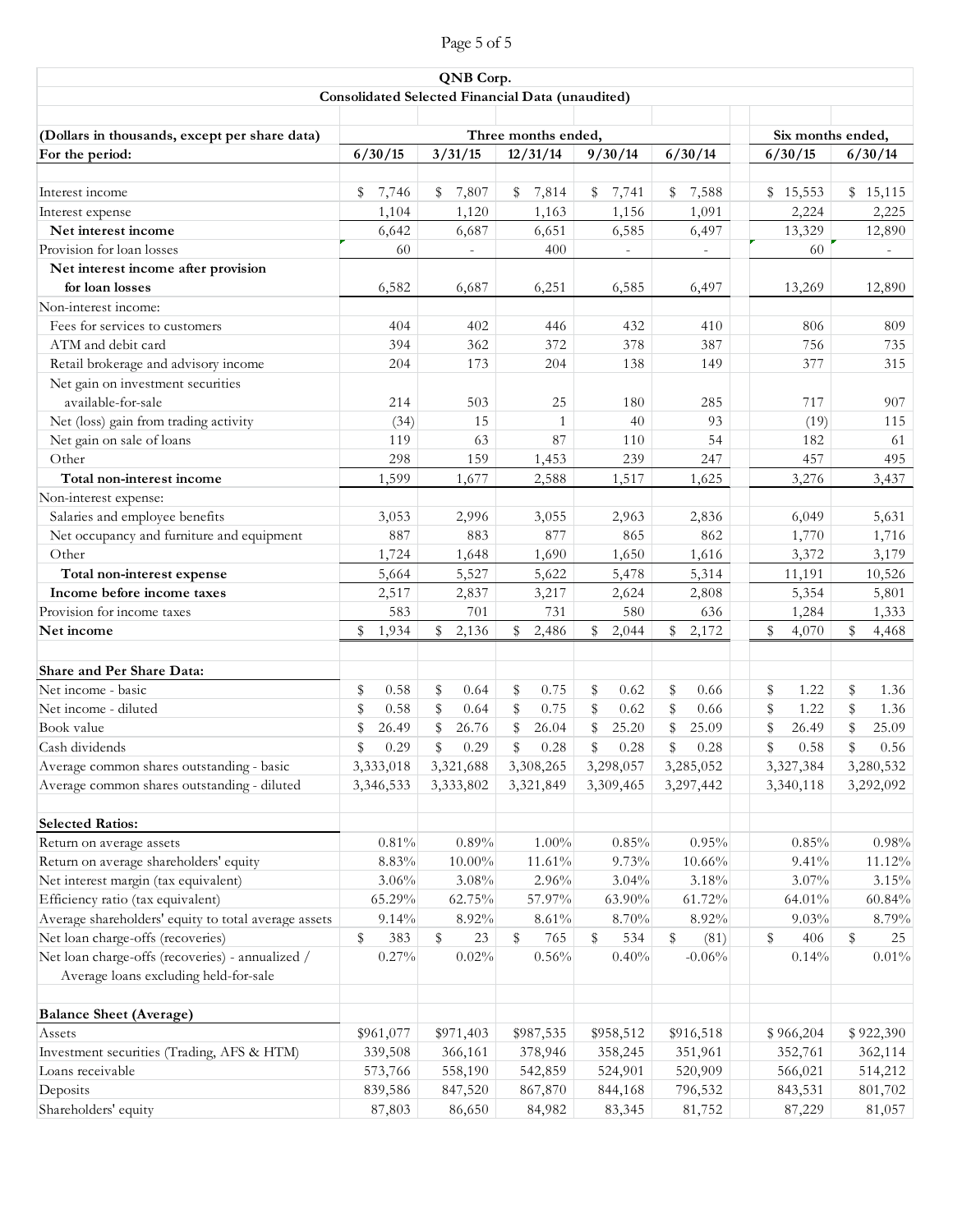## QNB Corp.
### Consolidated Selected Financial Data (unaudited)

| (Dollars in thousands, except per share data) | Three months ended, | | | | | Six months ended, | |
|---|---|---|---|---|---|---|---|
| For the period: | 6/30/15 | 3/31/15 | 12/31/14 | 9/30/14 | 6/30/14 | 6/30/15 | 6/30/14 |
| Interest income | $ 7,746 | $ 7,807 | $ 7,814 | $ 7,741 | $ 7,588 | $ 15,553 | $ 15,115 |
| Interest expense | 1,104 | 1,120 | 1,163 | 1,156 | 1,091 | 2,224 | 2,225 |
| **Net interest income** | 6,642 | 6,687 | 6,651 | 6,585 | 6,497 | 13,329 | 12,890 |
| Provision for loan losses | 60 | - | 400 | - | - | 60 | - |
| **Net interest income after provision for loan losses** | 6,582 | 6,687 | 6,251 | 6,585 | 6,497 | 13,269 | 12,890 |
| Non-interest income: | | | | | | | |
| Fees for services to customers | 404 | 402 | 446 | 432 | 410 | 806 | 809 |
| ATM and debit card | 394 | 362 | 372 | 378 | 387 | 756 | 735 |
| Retail brokerage and advisory income | 204 | 173 | 204 | 138 | 149 | 377 | 315 |
| Net gain on investment securities available-for-sale | 214 | 503 | 25 | 180 | 285 | 717 | 907 |
| Net (loss) gain from trading activity | (34) | 15 | 1 | 40 | 93 | (19) | 115 |
| Net gain on sale of loans | 119 | 63 | 87 | 110 | 54 | 182 | 61 |
| Other | 298 | 159 | 1,453 | 239 | 247 | 457 | 495 |
| **Total non-interest income** | 1,599 | 1,677 | 2,588 | 1,517 | 1,625 | 3,276 | 3,437 |
| Non-interest expense: | | | | | | | |
| Salaries and employee benefits | 3,053 | 2,996 | 3,055 | 2,963 | 2,836 | 6,049 | 5,631 |
| Net occupancy and furniture and equipment | 887 | 883 | 877 | 865 | 862 | 1,770 | 1,716 |
| Other | 1,724 | 1,648 | 1,690 | 1,650 | 1,616 | 3,372 | 3,179 |
| **Total non-interest expense** | 5,664 | 5,527 | 5,622 | 5,478 | 5,314 | 11,191 | 10,526 |
| **Income before income taxes** | 2,517 | 2,837 | 3,217 | 2,624 | 2,808 | 5,354 | 5,801 |
| Provision for income taxes | 583 | 701 | 731 | 580 | 636 | 1,284 | 1,333 |
| **Net income** | $ 1,934 | $ 2,136 | $ 2,486 | $ 2,044 | $ 2,172 | $ 4,070 | $ 4,468 |
| **Share and Per Share Data:** | | | | | | | |
| Net income - basic | $ 0.58 | $ 0.64 | $ 0.75 | $ 0.62 | $ 0.66 | $ 1.22 | $ 1.36 |
| Net income - diluted | $ 0.58 | $ 0.64 | $ 0.75 | $ 0.62 | $ 0.66 | $ 1.22 | $ 1.36 |
| Book value | $ 26.49 | $ 26.76 | $ 26.04 | $ 25.20 | $ 25.09 | $ 26.49 | $ 25.09 |
| Cash dividends | $ 0.29 | $ 0.29 | $ 0.28 | $ 0.28 | $ 0.28 | $ 0.58 | $ 0.56 |
| Average common shares outstanding - basic | 3,333,018 | 3,321,688 | 3,308,265 | 3,298,057 | 3,285,052 | 3,327,384 | 3,280,532 |
| Average common shares outstanding - diluted | 3,346,533 | 3,333,802 | 3,321,849 | 3,309,465 | 3,297,442 | 3,340,118 | 3,292,092 |
| **Selected Ratios:** | | | | | | | |
| Return on average assets | 0.81% | 0.89% | 1.00% | 0.85% | 0.95% | 0.85% | 0.98% |
| Return on average shareholders' equity | 8.83% | 10.00% | 11.61% | 9.73% | 10.66% | 9.41% | 11.12% |
| Net interest margin (tax equivalent) | 3.06% | 3.08% | 2.96% | 3.04% | 3.18% | 3.07% | 3.15% |
| Efficiency ratio (tax equivalent) | 65.29% | 62.75% | 57.97% | 63.90% | 61.72% | 64.01% | 60.84% |
| Average shareholders' equity to total average assets | 9.14% | 8.92% | 8.61% | 8.70% | 8.92% | 9.03% | 8.79% |
| Net loan charge-offs (recoveries) | $ 383 | $ 23 | $ 765 | $ 534 | $ (81) | $ 406 | $ 25 |
| Net loan charge-offs (recoveries) - annualized / Average loans excluding held-for-sale | 0.27% | 0.02% | 0.56% | 0.40% | -0.06% | 0.14% | 0.01% |
| **Balance Sheet (Average)** | | | | | | | |
| Assets | $961,077 | $971,403 | $987,535 | $958,512 | $916,518 | $ 966,204 | $ 922,390 |
| Investment securities (Trading, AFS & HTM) | 339,508 | 366,161 | 378,946 | 358,245 | 351,961 | 352,761 | 362,114 |
| Loans receivable | 573,766 | 558,190 | 542,859 | 524,901 | 520,909 | 566,021 | 514,212 |
| Deposits | 839,586 | 847,520 | 867,870 | 844,168 | 796,532 | 843,531 | 801,702 |
| Shareholders' equity | 87,803 | 86,650 | 84,982 | 83,345 | 81,752 | 87,229 | 81,057 |